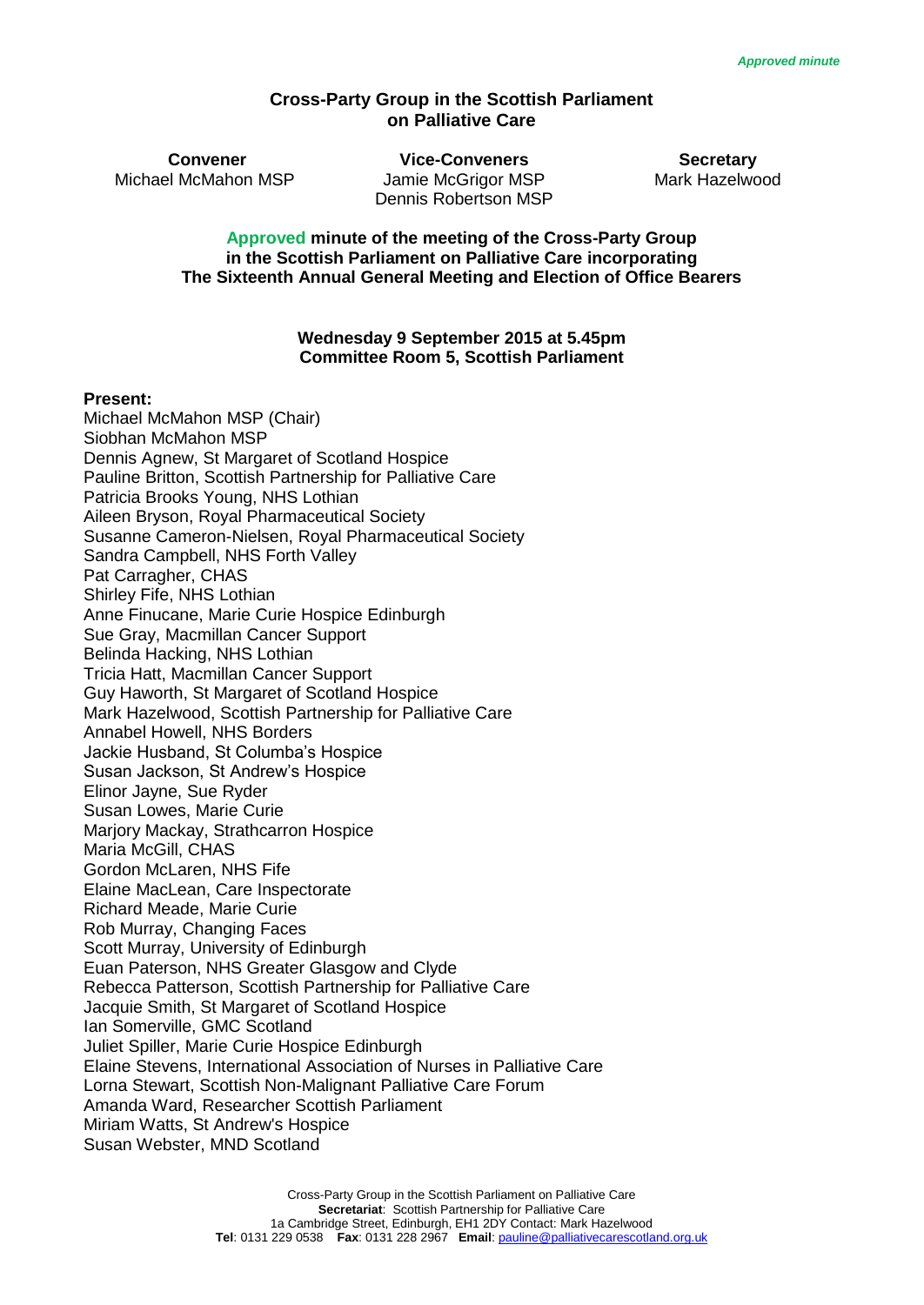*Approved minute*

# Cross-Party Group in the Scottish Parliament on Palliative Care

| Convener | Vice-Conveners | Secretary |
|---|---|---|
| Michael McMahon MSP | Jamie McGrigor MSP<br>Dennis Robertson MSP | Mark Hazelwood |

**Approved minute of the meeting of the Cross-Party Group in the Scottish Parliament on Palliative Care incorporating The Sixteenth Annual General Meeting and Election of Office Bearers**

**Wednesday 9 September 2015 at 5.45pm**
**Committee Room 5, Scottish Parliament**

**Present:**

Michael McMahon MSP (Chair)
Siobhan McMahon MSP
Dennis Agnew, St Margaret of Scotland Hospice
Pauline Britton, Scottish Partnership for Palliative Care
Patricia Brooks Young, NHS Lothian
Aileen Bryson, Royal Pharmaceutical Society
Susanne Cameron-Nielsen, Royal Pharmaceutical Society
Sandra Campbell, NHS Forth Valley
Pat Carragher, CHAS
Shirley Fife, NHS Lothian
Anne Finucane, Marie Curie Hospice Edinburgh
Sue Gray, Macmillan Cancer Support
Belinda Hacking, NHS Lothian
Tricia Hatt, Macmillan Cancer Support
Guy Haworth, St Margaret of Scotland Hospice
Mark Hazelwood, Scottish Partnership for Palliative Care
Annabel Howell, NHS Borders
Jackie Husband, St Columba's Hospice
Susan Jackson, St Andrew's Hospice
Elinor Jayne, Sue Ryder
Susan Lowes, Marie Curie
Marjory Mackay, Strathcarron Hospice
Maria McGill, CHAS
Gordon McLaren, NHS Fife
Elaine MacLean, Care Inspectorate
Richard Meade, Marie Curie
Rob Murray, Changing Faces
Scott Murray, University of Edinburgh
Euan Paterson, NHS Greater Glasgow and Clyde
Rebecca Patterson, Scottish Partnership for Palliative Care
Jacquie Smith, St Margaret of Scotland Hospice
Ian Somerville, GMC Scotland
Juliet Spiller, Marie Curie Hospice Edinburgh
Elaine Stevens, International Association of Nurses in Palliative Care
Lorna Stewart, Scottish Non-Malignant Palliative Care Forum
Amanda Ward, Researcher Scottish Parliament
Miriam Watts, St Andrew's Hospice
Susan Webster, MND Scotland

Cross-Party Group in the Scottish Parliament on Palliative Care
**Secretariat**: Scottish Partnership for Palliative Care
1a Cambridge Street, Edinburgh, EH1 2DY Contact: Mark Hazelwood
**Tel**: 0131 229 0538 **Fax**: 0131 228 2967 **Email**: pauline@palliativecarescotland.org.uk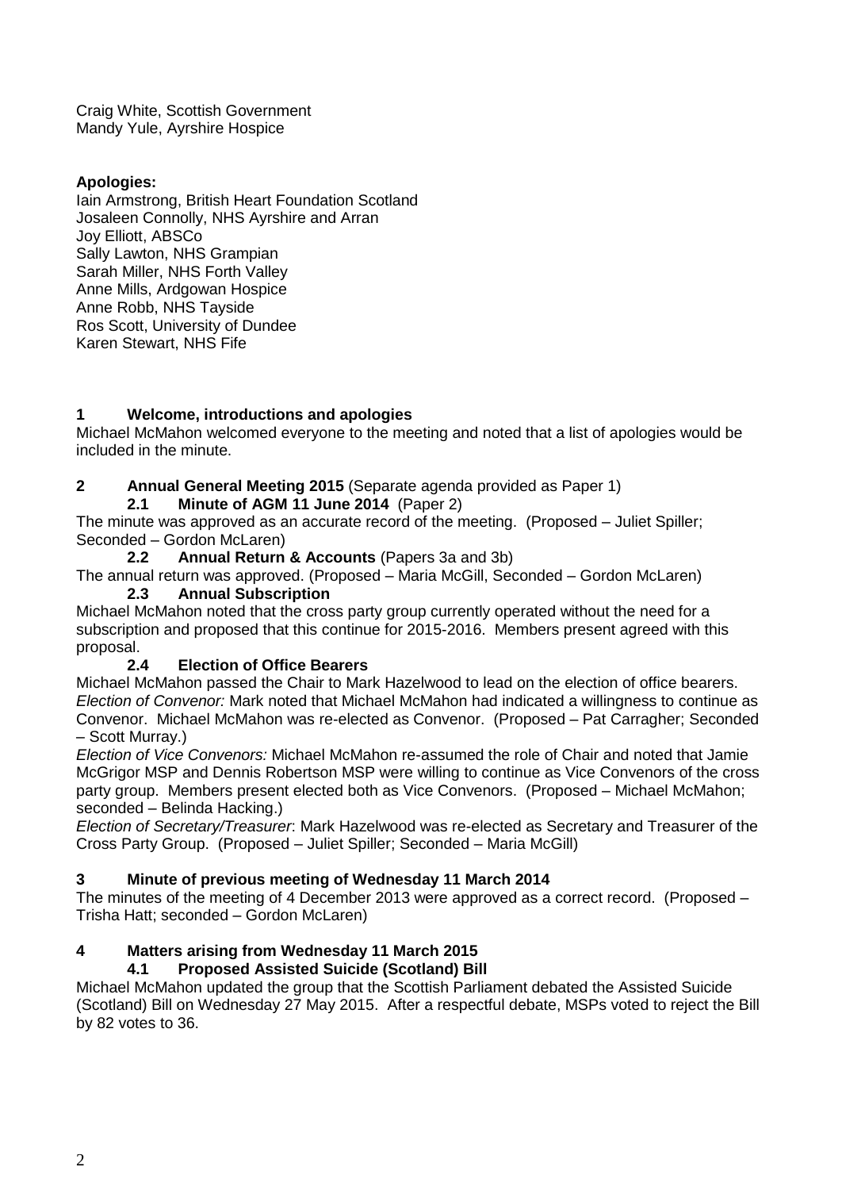Craig White, Scottish Government
Mandy Yule, Ayrshire Hospice

**Apologies:**
Iain Armstrong, British Heart Foundation Scotland
Josaleen Connolly, NHS Ayrshire and Arran
Joy Elliott, ABSCo
Sally Lawton, NHS Grampian
Sarah Miller, NHS Forth Valley
Anne Mills, Ardgowan Hospice
Anne Robb, NHS Tayside
Ros Scott, University of Dundee
Karen Stewart, NHS Fife

## 1 Welcome, introductions and apologies

Michael McMahon welcomed everyone to the meeting and noted that a list of apologies would be included in the minute.

## 2 Annual General Meeting 2015 (Separate agenda provided as Paper 1)

### 2.1 Minute of AGM 11 June 2014 (Paper 2)

The minute was approved as an accurate record of the meeting. (Proposed – Juliet Spiller; Seconded – Gordon McLaren)

### 2.2 Annual Return & Accounts (Papers 3a and 3b)

The annual return was approved. (Proposed – Maria McGill, Seconded – Gordon McLaren)

### 2.3 Annual Subscription

Michael McMahon noted that the cross party group currently operated without the need for a subscription and proposed that this continue for 2015-2016. Members present agreed with this proposal.

### 2.4 Election of Office Bearers

Michael McMahon passed the Chair to Mark Hazelwood to lead on the election of office bearers.
*Election of Convenor:* Mark noted that Michael McMahon had indicated a willingness to continue as Convenor. Michael McMahon was re-elected as Convenor. (Proposed – Pat Carragher; Seconded – Scott Murray.)
*Election of Vice Convenors:* Michael McMahon re-assumed the role of Chair and noted that Jamie McGrigor MSP and Dennis Robertson MSP were willing to continue as Vice Convenors of the cross party group. Members present elected both as Vice Convenors. (Proposed – Michael McMahon; seconded – Belinda Hacking.)
*Election of Secretary/Treasurer*: Mark Hazelwood was re-elected as Secretary and Treasurer of the Cross Party Group. (Proposed – Juliet Spiller; Seconded – Maria McGill)

## 3 Minute of previous meeting of Wednesday 11 March 2014

The minutes of the meeting of 4 December 2013 were approved as a correct record. (Proposed – Trisha Hatt; seconded – Gordon McLaren)

## 4 Matters arising from Wednesday 11 March 2015

### 4.1 Proposed Assisted Suicide (Scotland) Bill

Michael McMahon updated the group that the Scottish Parliament debated the Assisted Suicide (Scotland) Bill on Wednesday 27 May 2015. After a respectful debate, MSPs voted to reject the Bill by 82 votes to 36.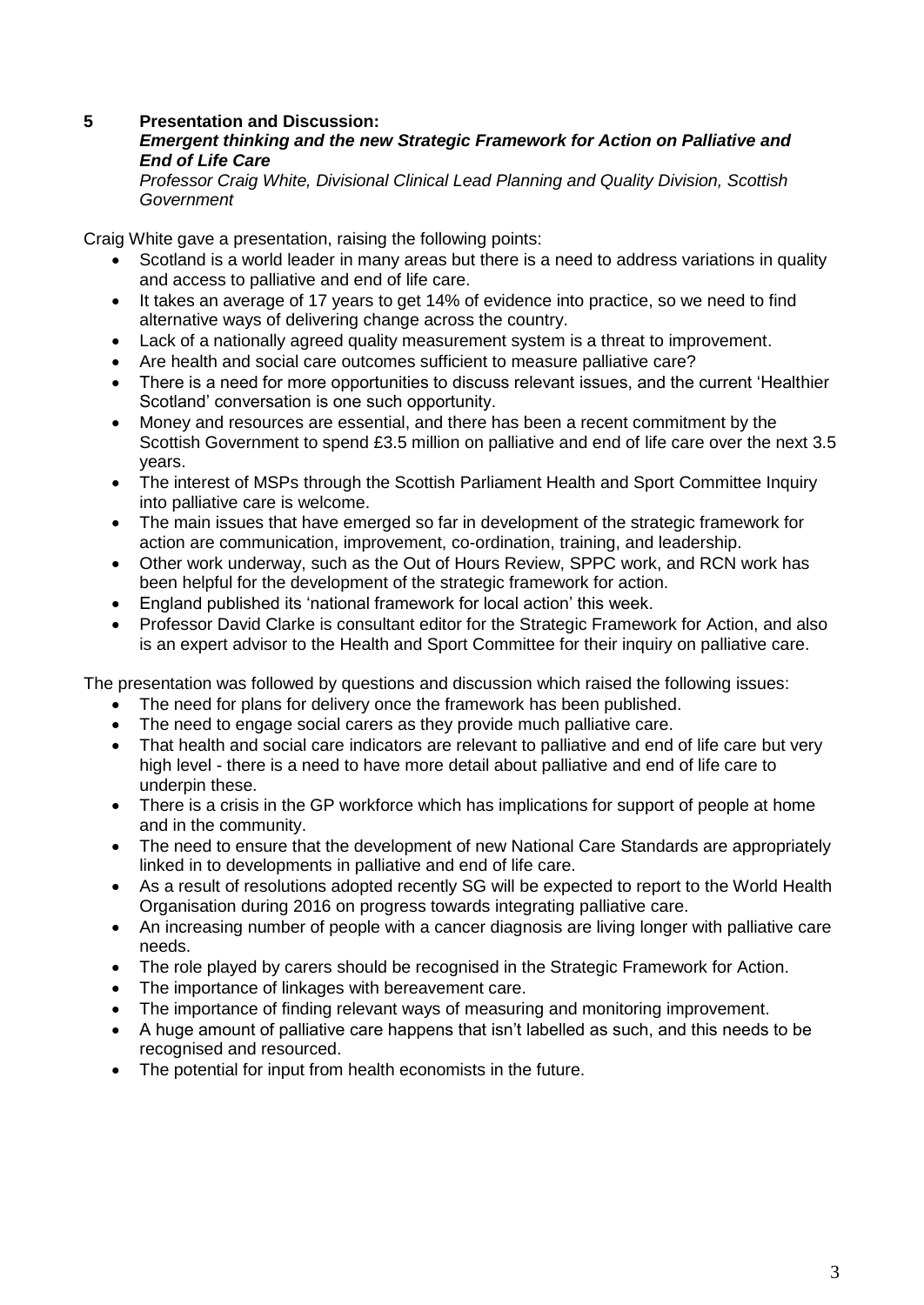## 5 Presentation and Discussion:

***Emergent thinking and the new Strategic Framework for Action on Palliative and End of Life Care***

*Professor Craig White, Divisional Clinical Lead Planning and Quality Division, Scottish Government*

Craig White gave a presentation, raising the following points:

- Scotland is a world leader in many areas but there is a need to address variations in quality and access to palliative and end of life care.
- It takes an average of 17 years to get 14% of evidence into practice, so we need to find alternative ways of delivering change across the country.
- Lack of a nationally agreed quality measurement system is a threat to improvement.
- Are health and social care outcomes sufficient to measure palliative care?
- There is a need for more opportunities to discuss relevant issues, and the current 'Healthier Scotland' conversation is one such opportunity.
- Money and resources are essential, and there has been a recent commitment by the Scottish Government to spend £3.5 million on palliative and end of life care over the next 3.5 years.
- The interest of MSPs through the Scottish Parliament Health and Sport Committee Inquiry into palliative care is welcome.
- The main issues that have emerged so far in development of the strategic framework for action are communication, improvement, co-ordination, training, and leadership.
- Other work underway, such as the Out of Hours Review, SPPC work, and RCN work has been helpful for the development of the strategic framework for action.
- England published its 'national framework for local action' this week.
- Professor David Clarke is consultant editor for the Strategic Framework for Action, and also is an expert advisor to the Health and Sport Committee for their inquiry on palliative care.

The presentation was followed by questions and discussion which raised the following issues:

- The need for plans for delivery once the framework has been published.
- The need to engage social carers as they provide much palliative care.
- That health and social care indicators are relevant to palliative and end of life care but very high level - there is a need to have more detail about palliative and end of life care to underpin these.
- There is a crisis in the GP workforce which has implications for support of people at home and in the community.
- The need to ensure that the development of new National Care Standards are appropriately linked in to developments in palliative and end of life care.
- As a result of resolutions adopted recently SG will be expected to report to the World Health Organisation during 2016 on progress towards integrating palliative care.
- An increasing number of people with a cancer diagnosis are living longer with palliative care needs.
- The role played by carers should be recognised in the Strategic Framework for Action.
- The importance of linkages with bereavement care.
- The importance of finding relevant ways of measuring and monitoring improvement.
- A huge amount of palliative care happens that isn't labelled as such, and this needs to be recognised and resourced.
- The potential for input from health economists in the future.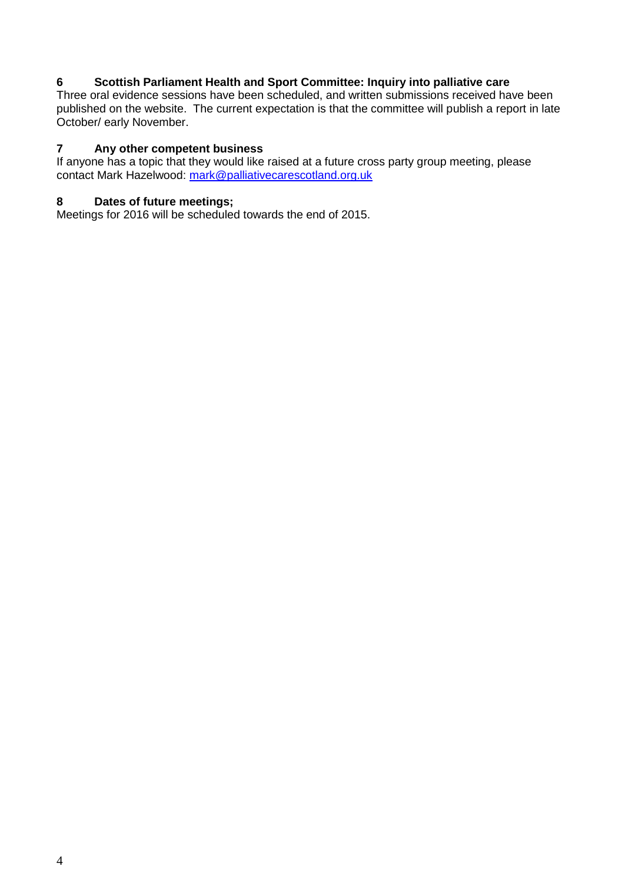### 6 Scottish Parliament Health and Sport Committee: Inquiry into palliative care

Three oral evidence sessions have been scheduled, and written submissions received have been published on the website. The current expectation is that the committee will publish a report in late October/ early November.

### 7 Any other competent business

If anyone has a topic that they would like raised at a future cross party group meeting, please contact Mark Hazelwood: [mark@palliativecarescotland.org.uk](mailto:mark@palliativecarescotland.org.uk)

### 8 Dates of future meetings;

Meetings for 2016 will be scheduled towards the end of 2015.